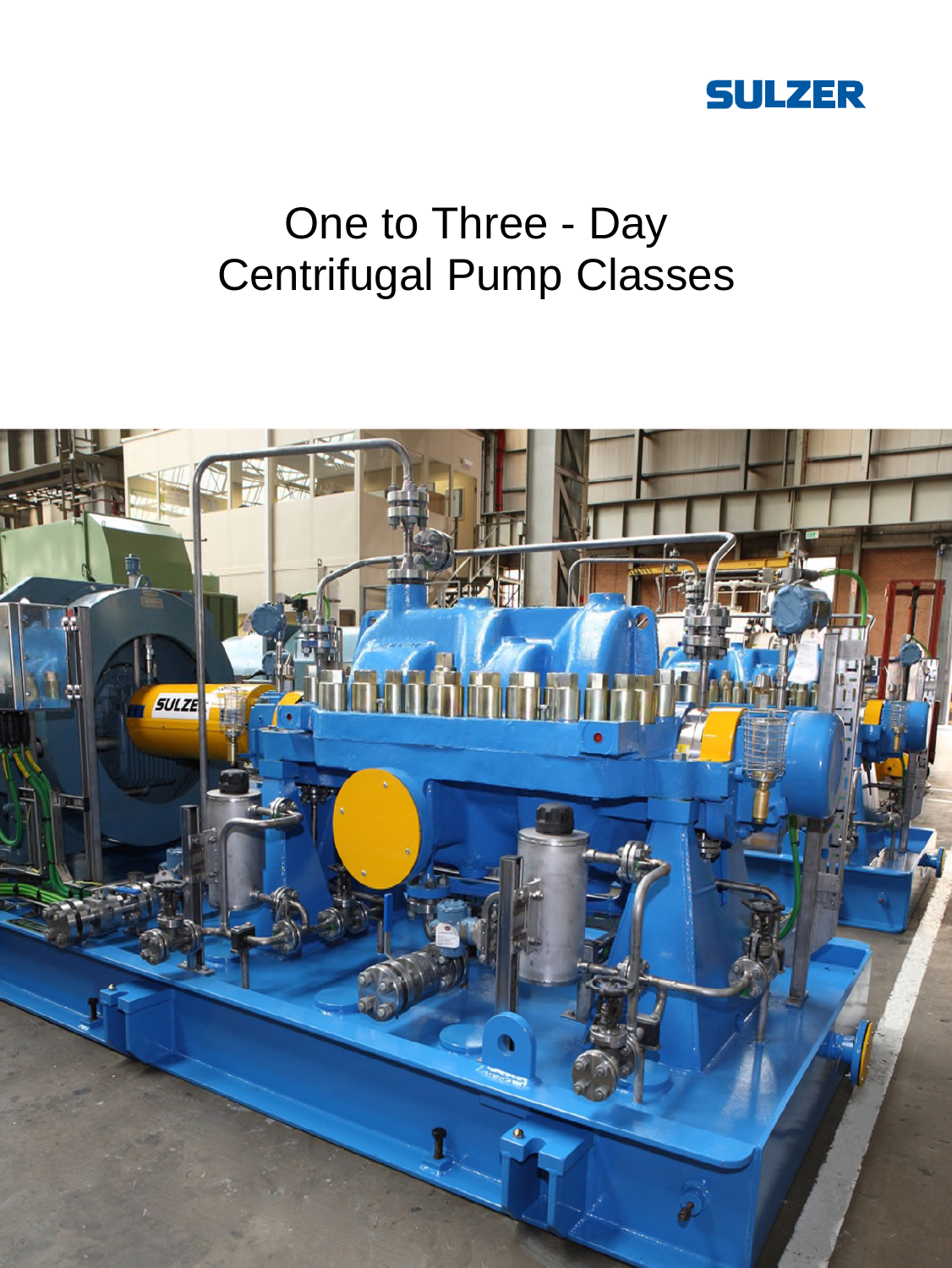SULZER

# One to Three - Day Centrifugal Pump Classes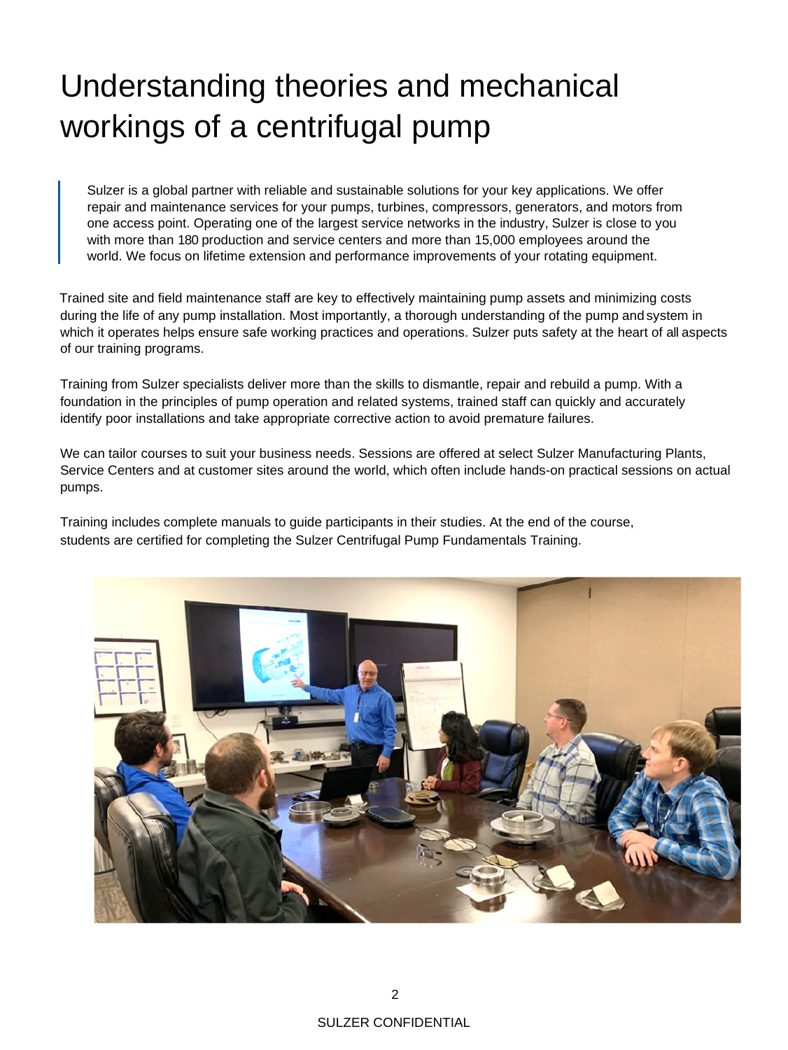# Understanding theories and mechanical workings of a centrifugal pump

> Sulzer is a global partner with reliable and sustainable solutions for your key applications. We offer repair and maintenance services for your pumps, turbines, compressors, generators, and motors from one access point. Operating one of the largest service networks in the industry, Sulzer is close to you with more than 180 production and service centers and more than 15,000 employees around the world. We focus on lifetime extension and performance improvements of your rotating equipment.

Trained site and field maintenance staff are key to effectively maintaining pump assets and minimizing costs during the life of any pump installation. Most importantly, a thorough understanding of the pump and system in which it operates helps ensure safe working practices and operations. Sulzer puts safety at the heart of all aspects of our training programs.

Training from Sulzer specialists deliver more than the skills to dismantle, repair and rebuild a pump. With a foundation in the principles of pump operation and related systems, trained staff can quickly and accurately identify poor installations and take appropriate corrective action to avoid premature failures.

We can tailor courses to suit your business needs. Sessions are offered at select Sulzer Manufacturing Plants, Service Centers and at customer sites around the world, which often include hands-on practical sessions on actual pumps.

Training includes complete manuals to guide participants in their studies. At the end of the course, students are certified for completing the Sulzer Centrifugal Pump Fundamentals Training.

SULZER CONFIDENTIAL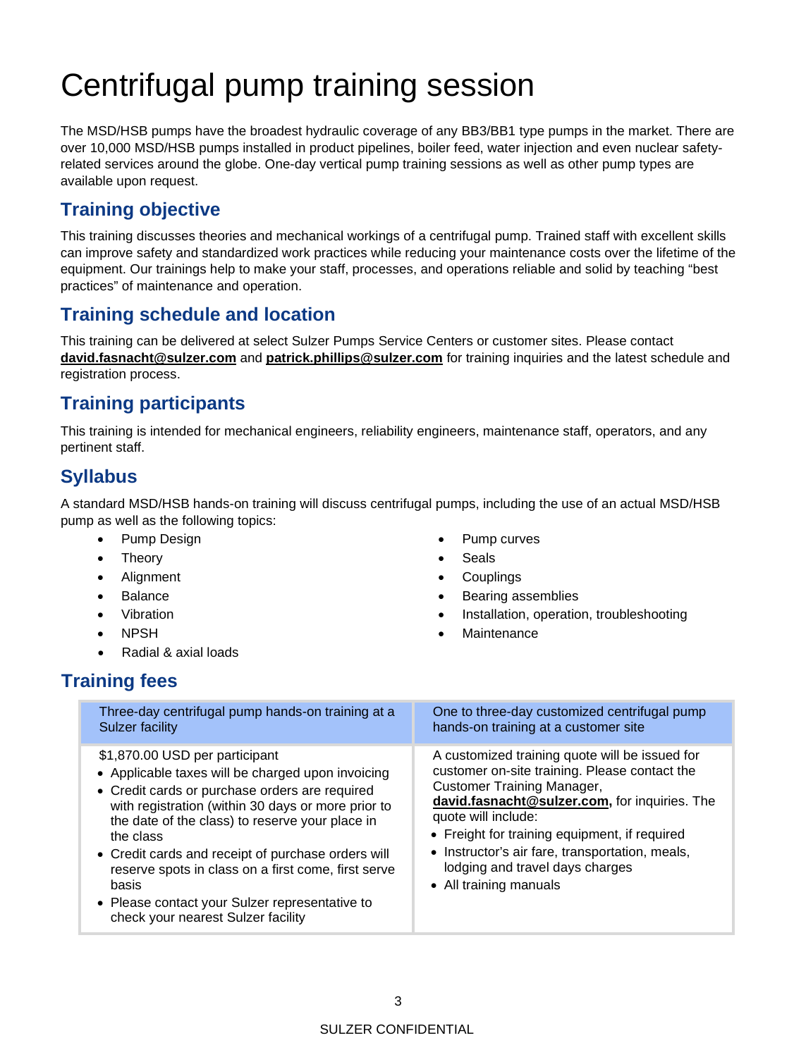# Centrifugal pump training session

The MSD/HSB pumps have the broadest hydraulic coverage of any BB3/BB1 type pumps in the market. There are over 10,000 MSD/HSB pumps installed in product pipelines, boiler feed, water injection and even nuclear safety-related services around the globe. One-day vertical pump training sessions as well as other pump types are available upon request.

## Training objective

This training discusses theories and mechanical workings of a centrifugal pump. Trained staff with excellent skills can improve safety and standardized work practices while reducing your maintenance costs over the lifetime of the equipment. Our trainings help to make your staff, processes, and operations reliable and solid by teaching "best practices" of maintenance and operation.

## Training schedule and location

This training can be delivered at select Sulzer Pumps Service Centers or customer sites. Please contact **david.fasnacht@sulzer.com** and **patrick.phillips@sulzer.com** for training inquiries and the latest schedule and registration process.

## Training participants

This training is intended for mechanical engineers, reliability engineers, maintenance staff, operators, and any pertinent staff.

## Syllabus

A standard MSD/HSB hands-on training will discuss centrifugal pumps, including the use of an actual MSD/HSB pump as well as the following topics:

- Pump Design
- Theory
- Alignment
- Balance
- Vibration
- NPSH
- Radial & axial loads
- Pump curves
- Seals
- Couplings
- Bearing assemblies
- Installation, operation, troubleshooting
- Maintenance

## Training fees

| Three-day centrifugal pump hands-on training at a Sulzer facility | One to three-day customized centrifugal pump hands-on training at a customer site |
|---|---|
| $1,870.00 USD per participant<br>• Applicable taxes will be charged upon invoicing<br>• Credit cards or purchase orders are required with registration (within 30 days or more prior to the date of the class) to reserve your place in the class<br>• Credit cards and receipt of purchase orders will reserve spots in class on a first come, first serve basis<br>• Please contact your Sulzer representative to check your nearest Sulzer facility | A customized training quote will be issued for customer on-site training. Please contact the Customer Training Manager, **david.fasnacht@sulzer.com,** for inquiries. The quote will include:<br>• Freight for training equipment, if required<br>• Instructor's air fare, transportation, meals, lodging and travel days charges<br>• All training manuals |

SULZER CONFIDENTIAL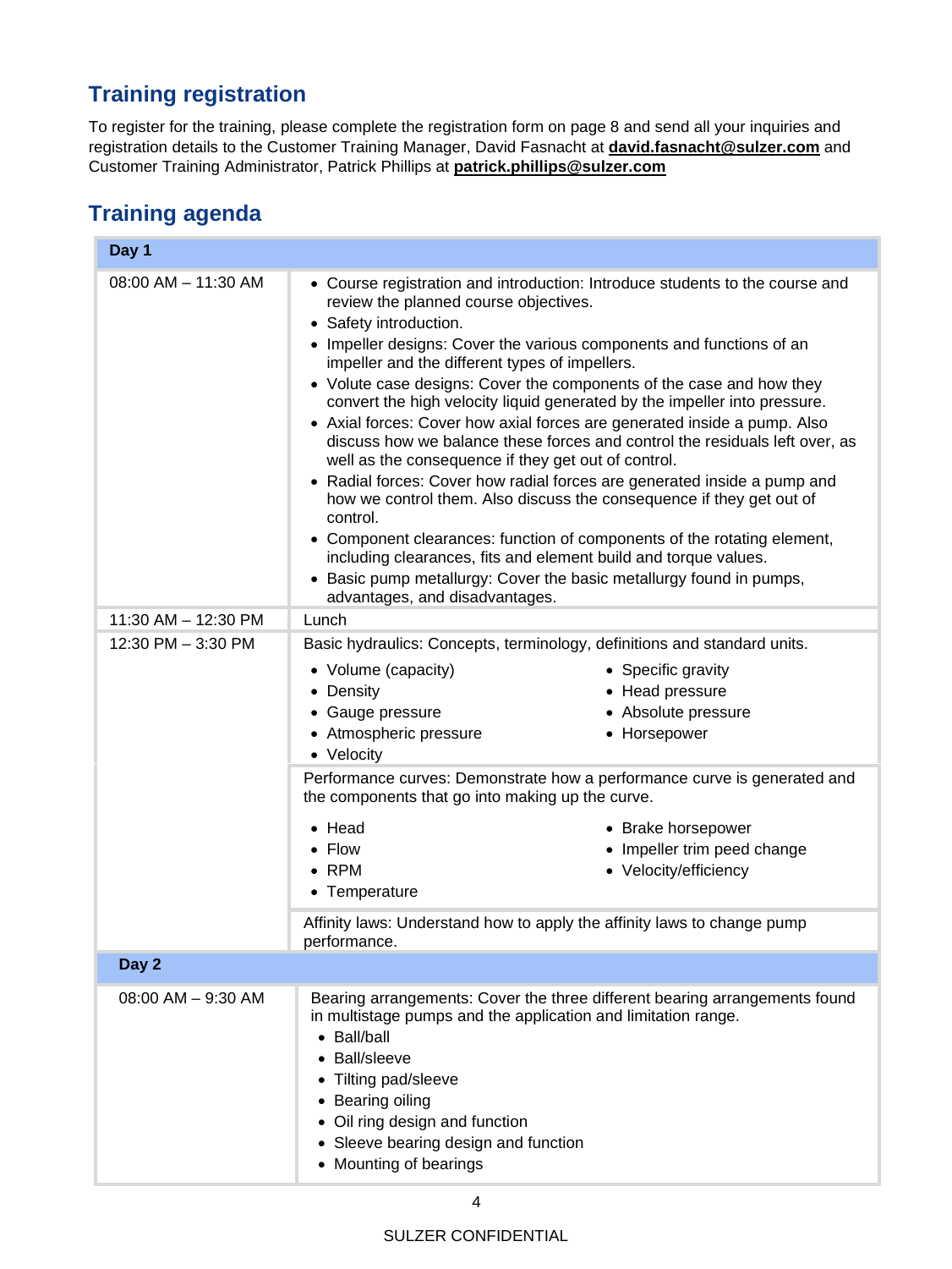## Training registration

To register for the training, please complete the registration form on page 8 and send all your inquiries and registration details to the Customer Training Manager, David Fasnacht at **david.fasnacht@sulzer.com** and Customer Training Administrator, Patrick Phillips at **patrick.phillips@sulzer.com**

## Training agenda

| **Day 1** | |
|---|---|
| 08:00 AM – 11:30 AM | • Course registration and introduction: Introduce students to the course and review the planned course objectives.<br>• Safety introduction.<br>• Impeller designs: Cover the various components and functions of an impeller and the different types of impellers.<br>• Volute case designs: Cover the components of the case and how they convert the high velocity liquid generated by the impeller into pressure.<br>• Axial forces: Cover how axial forces are generated inside a pump. Also discuss how we balance these forces and control the residuals left over, as well as the consequence if they get out of control.<br>• Radial forces: Cover how radial forces are generated inside a pump and how we control them. Also discuss the consequence if they get out of control.<br>• Component clearances: function of components of the rotating element, including clearances, fits and element build and torque values.<br>• Basic pump metallurgy: Cover the basic metallurgy found in pumps, advantages, and disadvantages. |
| 11:30 AM – 12:30 PM | Lunch |
| 12:30 PM – 3:30 PM | Basic hydraulics: Concepts, terminology, definitions and standard units.<br>• Volume (capacity)<br>• Density<br>• Gauge pressure<br>• Atmospheric pressure<br>• Velocity<br>• Specific gravity<br>• Head pressure<br>• Absolute pressure<br>• Horsepower |
| | Performance curves: Demonstrate how a performance curve is generated and the components that go into making up the curve.<br>• Head<br>• Flow<br>• RPM<br>• Temperature<br>• Brake horsepower<br>• Impeller trim peed change<br>• Velocity/efficiency |
| | Affinity laws: Understand how to apply the affinity laws to change pump performance. |
| **Day 2** | |
| 08:00 AM – 9:30 AM | Bearing arrangements: Cover the three different bearing arrangements found in multistage pumps and the application and limitation range.<br>• Ball/ball<br>• Ball/sleeve<br>• Tilting pad/sleeve<br>• Bearing oiling<br>• Oil ring design and function<br>• Sleeve bearing design and function<br>• Mounting of bearings |

SULZER CONFIDENTIAL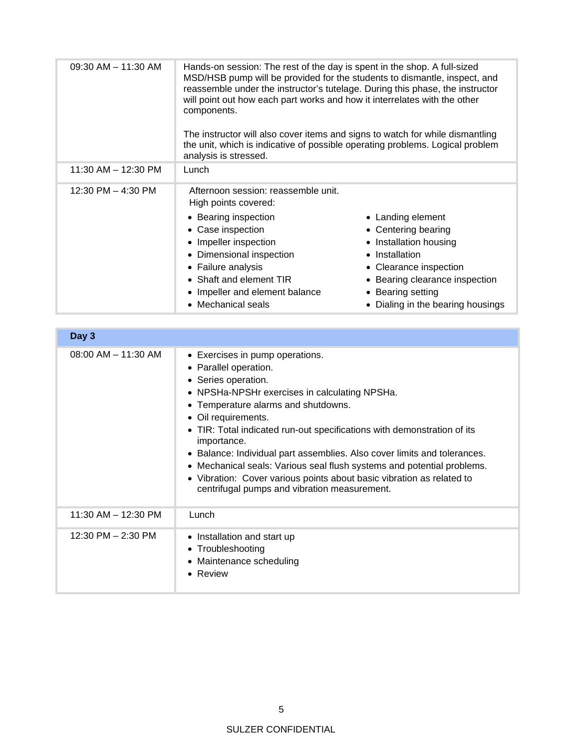| | |
|---|---|
| 09:30 AM – 11:30 AM | Hands-on session: The rest of the day is spent in the shop. A full-sized MSD/HSB pump will be provided for the students to dismantle, inspect, and reassemble under the instructor's tutelage. During this phase, the instructor will point out how each part works and how it interrelates with the other components.<br><br>The instructor will also cover items and signs to watch for while dismantling the unit, which is indicative of possible operating problems. Logical problem analysis is stressed. |
| 11:30 AM – 12:30 PM | Lunch |
| 12:30 PM – 4:30 PM | Afternoon session: reassemble unit.<br>High points covered:<br>• Bearing inspection<br>• Case inspection<br>• Impeller inspection<br>• Dimensional inspection<br>• Failure analysis<br>• Shaft and element TIR<br>• Impeller and element balance<br>• Mechanical seals<br>• Landing element<br>• Centering bearing<br>• Installation housing<br>• Installation<br>• Clearance inspection<br>• Bearing clearance inspection<br>• Bearing setting<br>• Dialing in the bearing housings |

| **Day 3** | |
|---|---|
| 08:00 AM – 11:30 AM | • Exercises in pump operations.<br>• Parallel operation.<br>• Series operation.<br>• NPSHa-NPSHr exercises in calculating NPSHa.<br>• Temperature alarms and shutdowns.<br>• Oil requirements.<br>• TIR: Total indicated run-out specifications with demonstration of its importance.<br>• Balance: Individual part assemblies. Also cover limits and tolerances.<br>• Mechanical seals: Various seal flush systems and potential problems.<br>• Vibration: Cover various points about basic vibration as related to centrifugal pumps and vibration measurement. |
| 11:30 AM – 12:30 PM | Lunch |
| 12:30 PM – 2:30 PM | • Installation and start up<br>• Troubleshooting<br>• Maintenance scheduling<br>• Review |

SULZER CONFIDENTIAL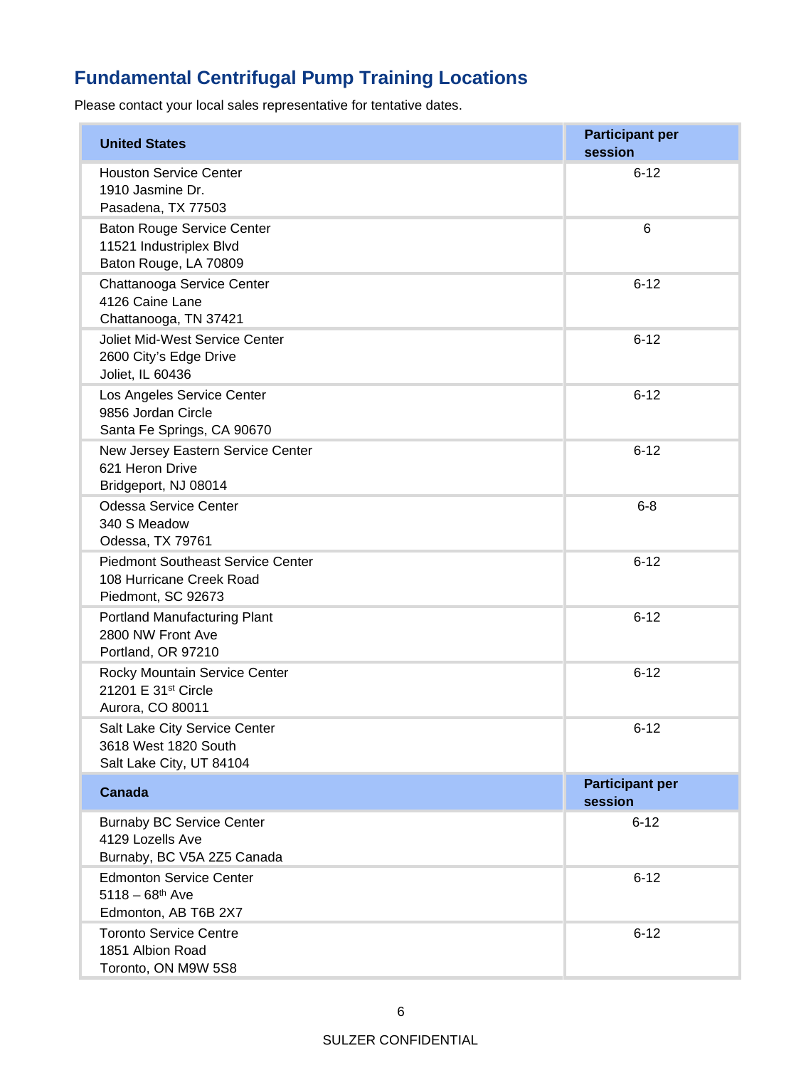## Fundamental Centrifugal Pump Training Locations

Please contact your local sales representative for tentative dates.

| **United States** | **Participant per session** |
|---|---|
| Houston Service Center<br>1910 Jasmine Dr.<br>Pasadena, TX 77503 | 6-12 |
| Baton Rouge Service Center<br>11521 Industriplex Blvd<br>Baton Rouge, LA 70809 | 6 |
| Chattanooga Service Center<br>4126 Caine Lane<br>Chattanooga, TN 37421 | 6-12 |
| Joliet Mid-West Service Center<br>2600 City's Edge Drive<br>Joliet, IL 60436 | 6-12 |
| Los Angeles Service Center<br>9856 Jordan Circle<br>Santa Fe Springs, CA 90670 | 6-12 |
| New Jersey Eastern Service Center<br>621 Heron Drive<br>Bridgeport, NJ 08014 | 6-12 |
| Odessa Service Center<br>340 S Meadow<br>Odessa, TX 79761 | 6-8 |
| Piedmont Southeast Service Center<br>108 Hurricane Creek Road<br>Piedmont, SC 92673 | 6-12 |
| Portland Manufacturing Plant<br>2800 NW Front Ave<br>Portland, OR 97210 | 6-12 |
| Rocky Mountain Service Center<br>21201 E 31st Circle<br>Aurora, CO 80011 | 6-12 |
| Salt Lake City Service Center<br>3618 West 1820 South<br>Salt Lake City, UT 84104 | 6-12 |
| **Canada** | **Participant per session** |
| Burnaby BC Service Center<br>4129 Lozells Ave<br>Burnaby, BC V5A 2Z5 Canada | 6-12 |
| Edmonton Service Center<br>5118 – 68th Ave<br>Edmonton, AB T6B 2X7 | 6-12 |
| Toronto Service Centre<br>1851 Albion Road<br>Toronto, ON M9W 5S8 | 6-12 |

SULZER CONFIDENTIAL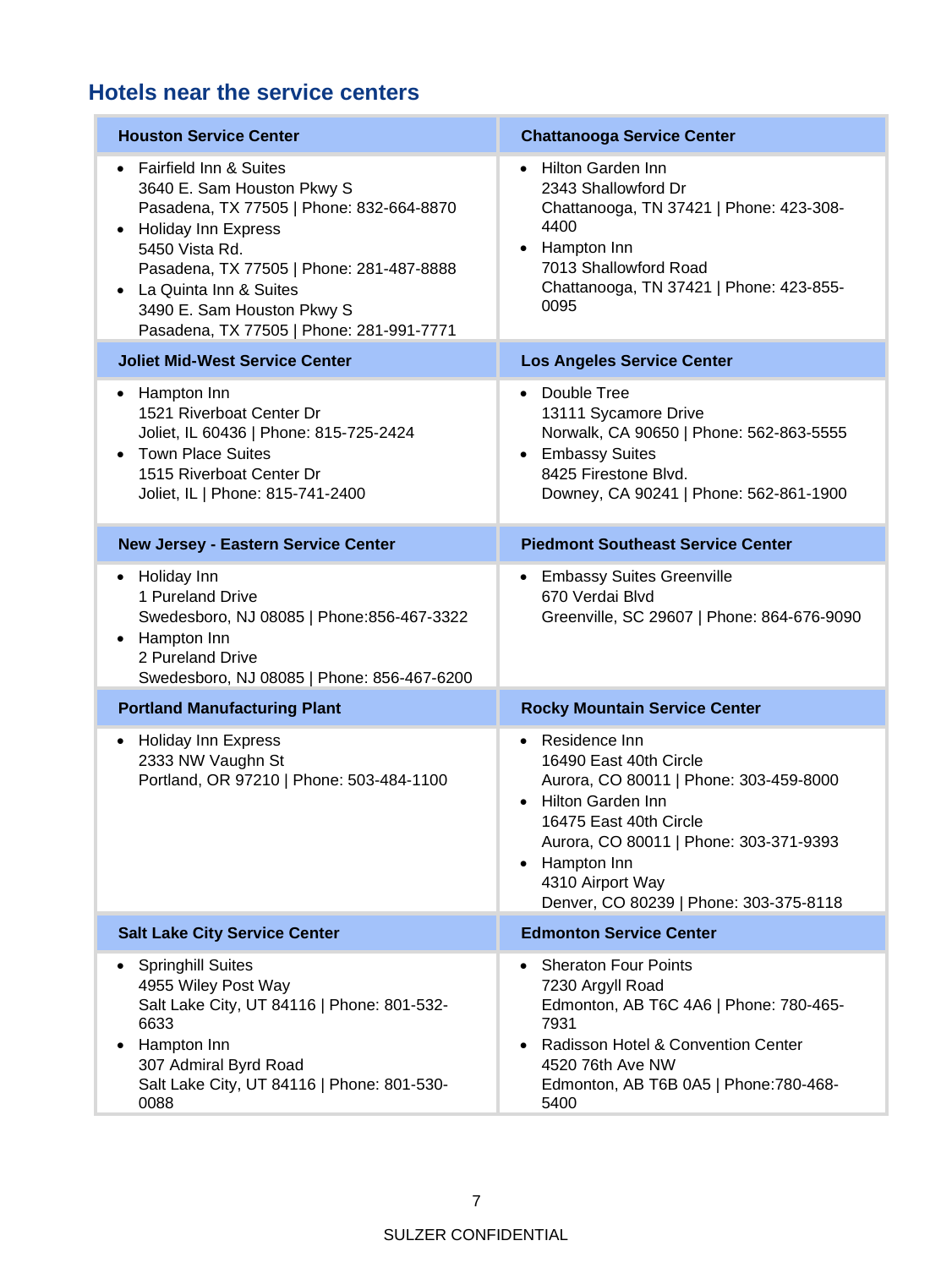## Hotels near the service centers

| Houston Service Center | Chattanooga Service Center |
| --- | --- |
| • Fairfield Inn & Suites<br>3640 E. Sam Houston Pkwy S<br>Pasadena, TX 77505 \| Phone: 832-664-8870<br>• Holiday Inn Express<br>5450 Vista Rd.<br>Pasadena, TX 77505 \| Phone: 281-487-8888<br>• La Quinta Inn & Suites<br>3490 E. Sam Houston Pkwy S<br>Pasadena, TX 77505 \| Phone: 281-991-7771 | • Hilton Garden Inn<br>2343 Shallowford Dr<br>Chattanooga, TN 37421 \| Phone: 423-308-4400<br>• Hampton Inn<br>7013 Shallowford Road<br>Chattanooga, TN 37421 \| Phone: 423-855-0095 |
| **Joliet Mid-West Service Center** | **Los Angeles Service Center** |
| • Hampton Inn<br>1521 Riverboat Center Dr<br>Joliet, IL 60436 \| Phone: 815-725-2424<br>• Town Place Suites<br>1515 Riverboat Center Dr<br>Joliet, IL \| Phone: 815-741-2400 | • Double Tree<br>13111 Sycamore Drive<br>Norwalk, CA 90650 \| Phone: 562-863-5555<br>• Embassy Suites<br>8425 Firestone Blvd.<br>Downey, CA 90241 \| Phone: 562-861-1900 |
| **New Jersey - Eastern Service Center** | **Piedmont Southeast Service Center** |
| • Holiday Inn<br>1 Pureland Drive<br>Swedesboro, NJ 08085 \| Phone:856-467-3322<br>• Hampton Inn<br>2 Pureland Drive<br>Swedesboro, NJ 08085 \| Phone: 856-467-6200 | • Embassy Suites Greenville<br>670 Verdai Blvd<br>Greenville, SC 29607 \| Phone: 864-676-9090 |
| **Portland Manufacturing Plant** | **Rocky Mountain Service Center** |
| • Holiday Inn Express<br>2333 NW Vaughn St<br>Portland, OR 97210 \| Phone: 503-484-1100 | • Residence Inn<br>16490 East 40th Circle<br>Aurora, CO 80011 \| Phone: 303-459-8000<br>• Hilton Garden Inn<br>16475 East 40th Circle<br>Aurora, CO 80011 \| Phone: 303-371-9393<br>• Hampton Inn<br>4310 Airport Way<br>Denver, CO 80239 \| Phone: 303-375-8118 |
| **Salt Lake City Service Center** | **Edmonton Service Center** |
| • Springhill Suites<br>4955 Wiley Post Way<br>Salt Lake City, UT 84116 \| Phone: 801-532-6633<br>• Hampton Inn<br>307 Admiral Byrd Road<br>Salt Lake City, UT 84116 \| Phone: 801-530-0088 | • Sheraton Four Points<br>7230 Argyll Road<br>Edmonton, AB T6C 4A6 \| Phone: 780-465-7931<br>• Radisson Hotel & Convention Center<br>4520 76th Ave NW<br>Edmonton, AB T6B 0A5 \| Phone:780-468-5400 |

SULZER CONFIDENTIAL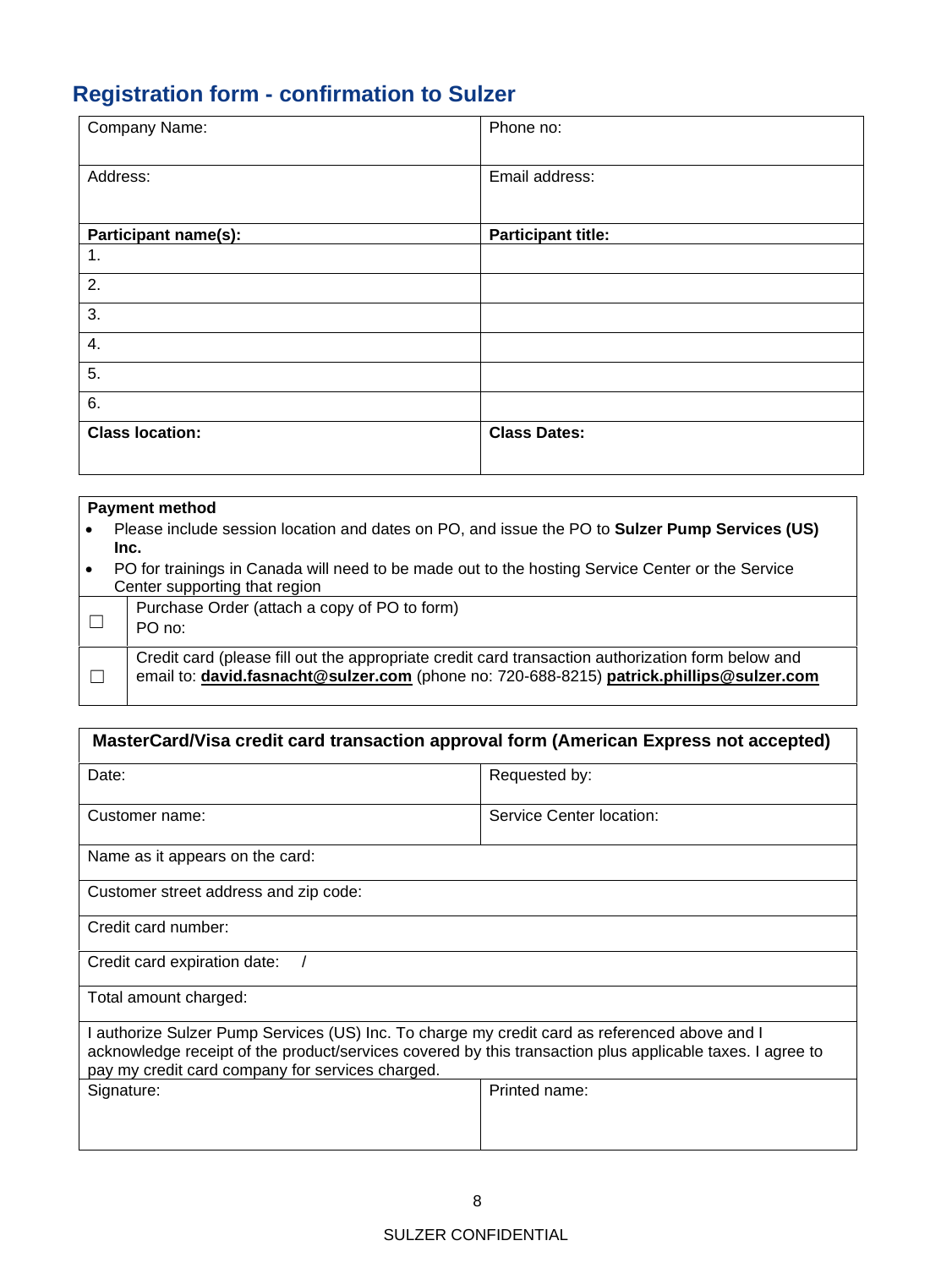## Registration form - confirmation to Sulzer

| Company Name: | Phone no: |
|---|---|
| Address: | Email address: |
| **Participant name(s):** | **Participant title:** |
| 1. | |
| 2. | |
| 3. | |
| 4. | |
| 5. | |
| 6. | |
| **Class location:** | **Class Dates:** |

| **Payment method** | |
|---|---|
| • Please include session location and dates on PO, and issue the PO to **Sulzer Pump Services (US) Inc.**<br>• PO for trainings in Canada will need to be made out to the hosting Service Center or the Service Center supporting that region | |
| ☐ | Purchase Order (attach a copy of PO to form)<br>PO no: |
| ☐ | Credit card (please fill out the appropriate credit card transaction authorization form below and email to: **david.fasnacht@sulzer.com** (phone no: 720-688-8215) **patrick.phillips@sulzer.com** |

| **MasterCard/Visa credit card transaction approval form (American Express not accepted)** | |
|---|---|
| Date: | Requested by: |
| Customer name: | Service Center location: |
| Name as it appears on the card: | |
| Customer street address and zip code: | |
| Credit card number: | |
| Credit card expiration date: / | |
| Total amount charged: | |
| I authorize Sulzer Pump Services (US) Inc. To charge my credit card as referenced above and I acknowledge receipt of the product/services covered by this transaction plus applicable taxes. I agree to pay my credit card company for services charged. | |
| Signature: | Printed name: |

SULZER CONFIDENTIAL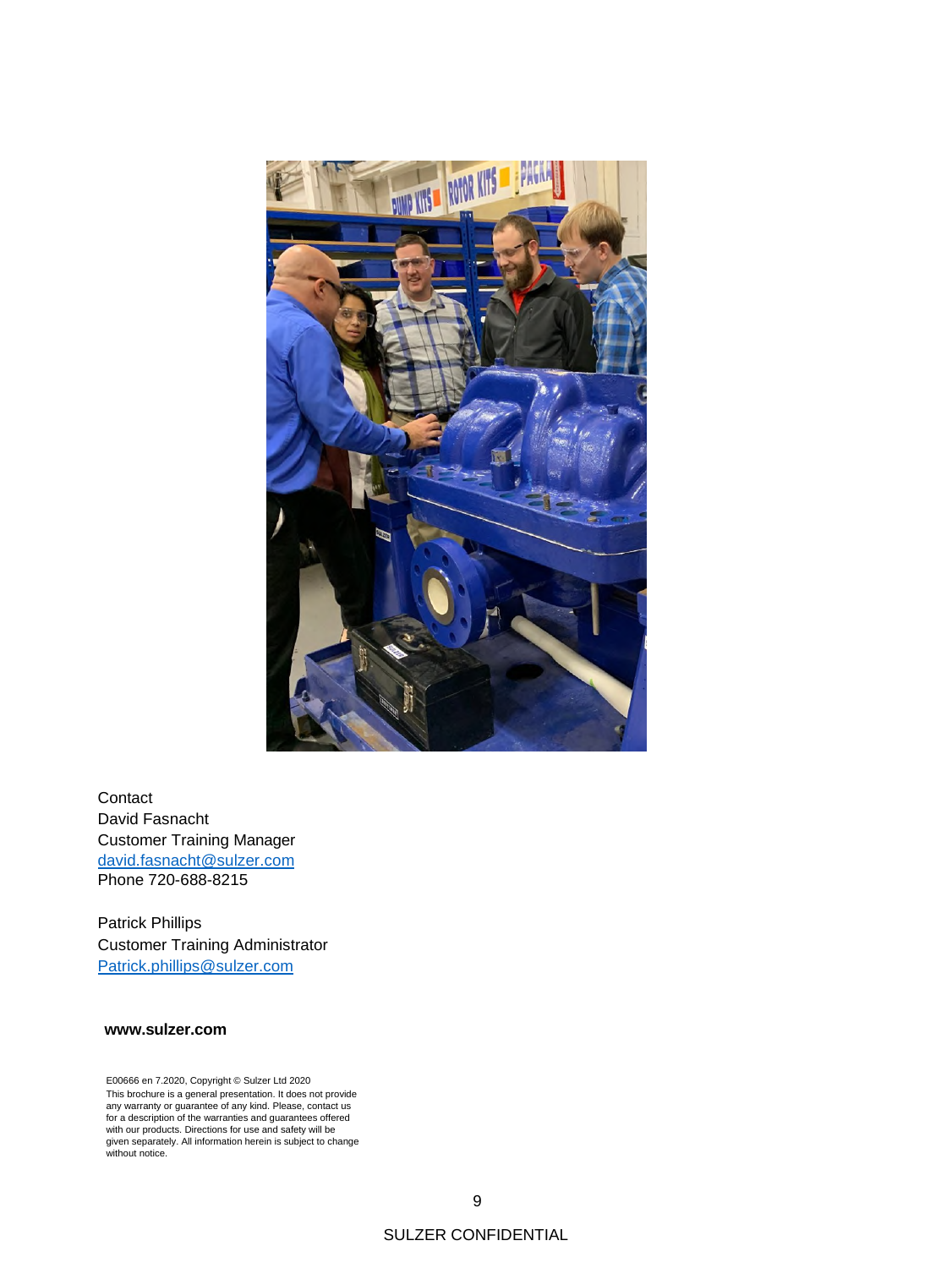Contact
David Fasnacht
Customer Training Manager
[david.fasnacht@sulzer.com](mailto:david.fasnacht@sulzer.com)
Phone 720-688-8215

Patrick Phillips
Customer Training Administrator
[Patrick.phillips@sulzer.com](mailto:Patrick.phillips@sulzer.com)

**www.sulzer.com**

E00666 en 7.2020, Copyright © Sulzer Ltd 2020
This brochure is a general presentation. It does not provide any warranty or guarantee of any kind. Please, contact us for a description of the warranties and guarantees offered with our products. Directions for use and safety will be given separately. All information herein is subject to change without notice.

SULZER CONFIDENTIAL